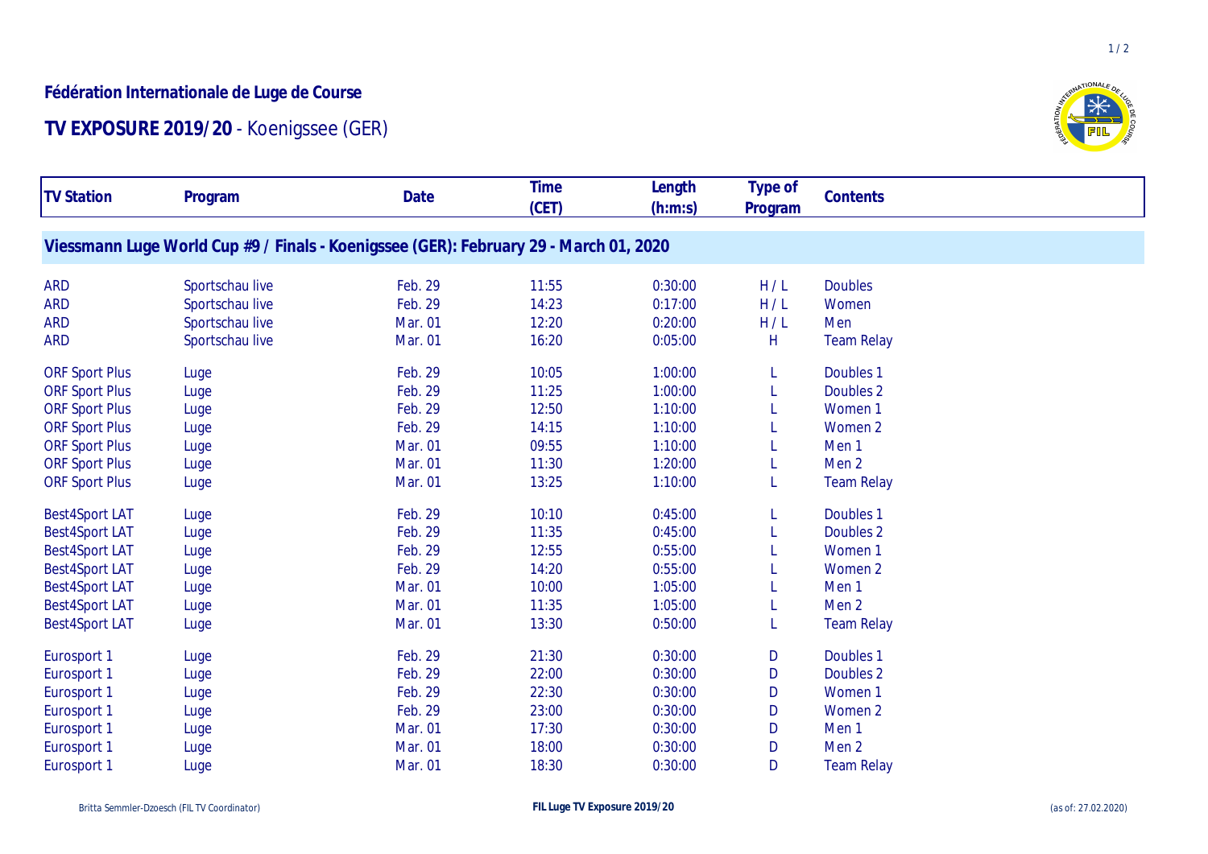**Fédération Internationale de Luge de Course**

# TV EXPOSURE 2019/20 - Koenigssee (GER)

| TV Station | Program | Date | Time (CET) | Length (h:m:s) | Type of Program | Contents |
|---|---|---|---|---|---|---|
| **Viessmann Luge World Cup #9 / Finals - Koenigssee (GER): February 29 - March 01, 2020** | | | | | | |
| ARD | Sportschau live | Feb. 29 | 11:55 | 0:30:00 | H / L | Doubles |
| ARD | Sportschau live | Feb. 29 | 14:23 | 0:17:00 | H / L | Women |
| ARD | Sportschau live | Mar. 01 | 12:20 | 0:20:00 | H / L | Men |
| ARD | Sportschau live | Mar. 01 | 16:20 | 0:05:00 | H | Team Relay |
| ORF Sport Plus | Luge | Feb. 29 | 10:05 | 1:00:00 | L | Doubles 1 |
| ORF Sport Plus | Luge | Feb. 29 | 11:25 | 1:00:00 | L | Doubles 2 |
| ORF Sport Plus | Luge | Feb. 29 | 12:50 | 1:10:00 | L | Women 1 |
| ORF Sport Plus | Luge | Feb. 29 | 14:15 | 1:10:00 | L | Women 2 |
| ORF Sport Plus | Luge | Mar. 01 | 09:55 | 1:10:00 | L | Men 1 |
| ORF Sport Plus | Luge | Mar. 01 | 11:30 | 1:20:00 | L | Men 2 |
| ORF Sport Plus | Luge | Mar. 01 | 13:25 | 1:10:00 | L | Team Relay |
| Best4Sport LAT | Luge | Feb. 29 | 10:10 | 0:45:00 | L | Doubles 1 |
| Best4Sport LAT | Luge | Feb. 29 | 11:35 | 0:45:00 | L | Doubles 2 |
| Best4Sport LAT | Luge | Feb. 29 | 12:55 | 0:55:00 | L | Women 1 |
| Best4Sport LAT | Luge | Feb. 29 | 14:20 | 0:55:00 | L | Women 2 |
| Best4Sport LAT | Luge | Mar. 01 | 10:00 | 1:05:00 | L | Men 1 |
| Best4Sport LAT | Luge | Mar. 01 | 11:35 | 1:05:00 | L | Men 2 |
| Best4Sport LAT | Luge | Mar. 01 | 13:30 | 0:50:00 | L | Team Relay |
| Eurosport 1 | Luge | Feb. 29 | 21:30 | 0:30:00 | D | Doubles 1 |
| Eurosport 1 | Luge | Feb. 29 | 22:00 | 0:30:00 | D | Doubles 2 |
| Eurosport 1 | Luge | Feb. 29 | 22:30 | 0:30:00 | D | Women 1 |
| Eurosport 1 | Luge | Feb. 29 | 23:00 | 0:30:00 | D | Women 2 |
| Eurosport 1 | Luge | Mar. 01 | 17:30 | 0:30:00 | D | Men 1 |
| Eurosport 1 | Luge | Mar. 01 | 18:00 | 0:30:00 | D | Men 2 |
| Eurosport 1 | Luge | Mar. 01 | 18:30 | 0:30:00 | D | Team Relay |

Britta Semmler-Dzoesch (FIL TV Coordinator) (as of: 27.02.2020)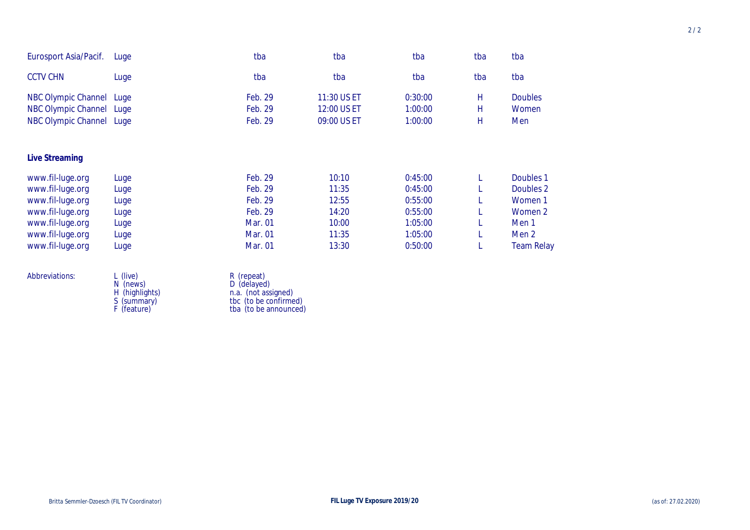| | | | | | | |
|---|---|---|---|---|---|---|
| Eurosport Asia/Pacif. | Luge | tba | tba | tba | tba | tba |
| CCTV CHN | Luge | tba | tba | tba | tba | tba |
| NBC Olympic Channel | Luge | Feb. 29 | 11:30 US ET | 0:30:00 | H | Doubles |
| NBC Olympic Channel | Luge | Feb. 29 | 12:00 US ET | 1:00:00 | H | Women |
| NBC Olympic Channel | Luge | Feb. 29 | 09:00 US ET | 1:00:00 | H | Men |

**Live Streaming**

| | | | | | | |
|---|---|---|---|---|---|---|
| www.fil-luge.org | Luge | Feb. 29 | 10:10 | 0:45:00 | L | Doubles 1 |
| www.fil-luge.org | Luge | Feb. 29 | 11:35 | 0:45:00 | L | Doubles 2 |
| www.fil-luge.org | Luge | Feb. 29 | 12:55 | 0:55:00 | L | Women 1 |
| www.fil-luge.org | Luge | Feb. 29 | 14:20 | 0:55:00 | L | Women 2 |
| www.fil-luge.org | Luge | Mar. 01 | 10:00 | 1:05:00 | L | Men 1 |
| www.fil-luge.org | Luge | Mar. 01 | 11:35 | 1:05:00 | L | Men 2 |
| www.fil-luge.org | Luge | Mar. 01 | 13:30 | 0:50:00 | L | Team Relay |

Abbreviations:

L (live)
N (news)
H (highlights)
S (summary)
F (feature)

R (repeat)
D (delayed)
n.a. (not assigned)
tbc (to be confirmed)
tba (to be announced)

Britta Semmler-Dzoesch (FIL TV Coordinator)

**FIL Luge TV Exposure 2019/20**

(as of: 27.02.2020)